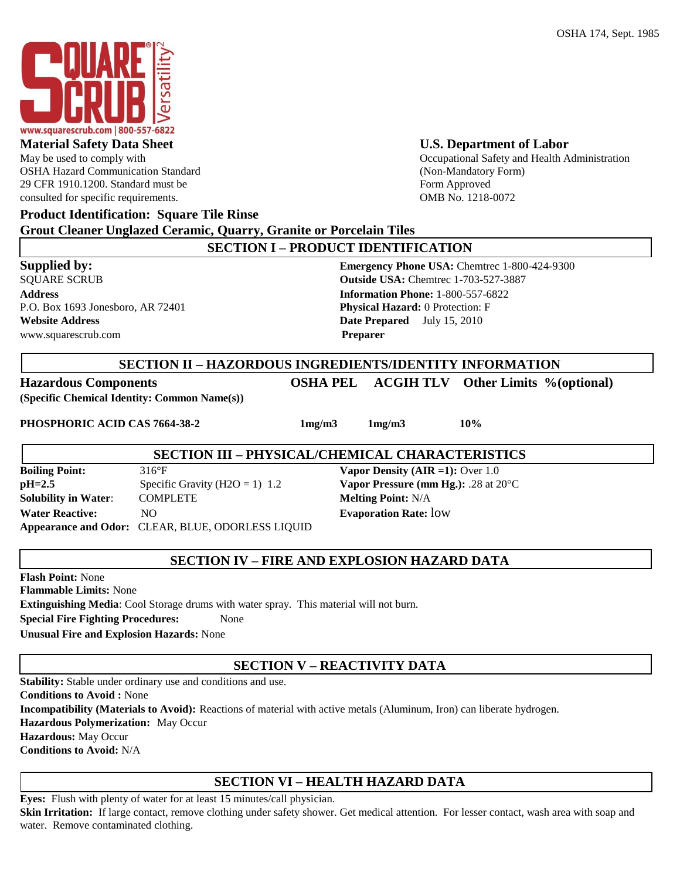OSHA 174, Sept. 1985

www.squarescrub.com | 800-557-6822

**Material Safety Data Sheet**
May be used to comply with
OSHA Hazard Communication Standard
29 CFR 1910.1200. Standard must be
consulted for specific requirements.

**U.S. Department of Labor**
Occupational Safety and Health Administration
(Non-Mandatory Form)
Form Approved
OMB No. 1218-0072

**Product Identification: Square Tile Rinse**
**Grout Cleaner Unglazed Ceramic, Quarry, Granite or Porcelain Tiles**

## SECTION I – PRODUCT IDENTIFICATION

**Supplied by:**
SQUARE SCRUB
**Address**
P.O. Box 1693 Jonesboro, AR 72401
**Website Address**
www.squarescrub.com

**Emergency Phone USA:** Chemtrec 1-800-424-9300
**Outside USA:** Chemtrec 1-703-527-3887
**Information Phone:** 1-800-557-6822
**Physical Hazard:** 0 Protection: F
**Date Prepared** July 15, 2010
**Preparer**

## SECTION II – HAZORDOUS INGREDIENTS/IDENTITY INFORMATION

| Hazardous Components (Specific Chemical Identity: Common Name(s)) | OSHA PEL | ACGIH TLV | Other Limits | %(optional) |
|---|---|---|---|---|
| PHOSPHORIC ACID CAS 7664-38-2 | 1mg/m3 | 1mg/m3 | 10% | |

## SECTION III – PHYSICAL/CHEMICAL CHARACTERISTICS

**Boiling Point:** 316°F
**pH=2.5** Specific Gravity ($H_2O$ = 1) 1.2
**Solubility in Water:** COMPLETE
**Water Reactive:** NO
**Appearance and Odor:** CLEAR, BLUE, ODORLESS LIQUID

**Vapor Density (AIR =1):** Over 1.0
**Vapor Pressure (mm Hg.):** .28 at 20°C
**Melting Point:** N/A
**Evaporation Rate:** low

## SECTION IV – FIRE AND EXPLOSION HAZARD DATA

**Flash Point:** None
**Flammable Limits:** None
**Extinguishing Media**: Cool Storage drums with water spray. This material will not burn.
**Special Fire Fighting Procedures:** None
**Unusual Fire and Explosion Hazards:** None

## SECTION V – REACTIVITY DATA

**Stability:** Stable under ordinary use and conditions and use.
**Conditions to Avoid :** None
**Incompatibility (Materials to Avoid):** Reactions of material with active metals (Aluminum, Iron) can liberate hydrogen.
**Hazardous Polymerization:** May Occur
**Hazardous:** May Occur
**Conditions to Avoid:** N/A

## SECTION VI – HEALTH HAZARD DATA

**Eyes:** Flush with plenty of water for at least 15 minutes/call physician.
**Skin Irritation:** If large contact, remove clothing under safety shower. Get medical attention. For lesser contact, wash area with soap and water. Remove contaminated clothing.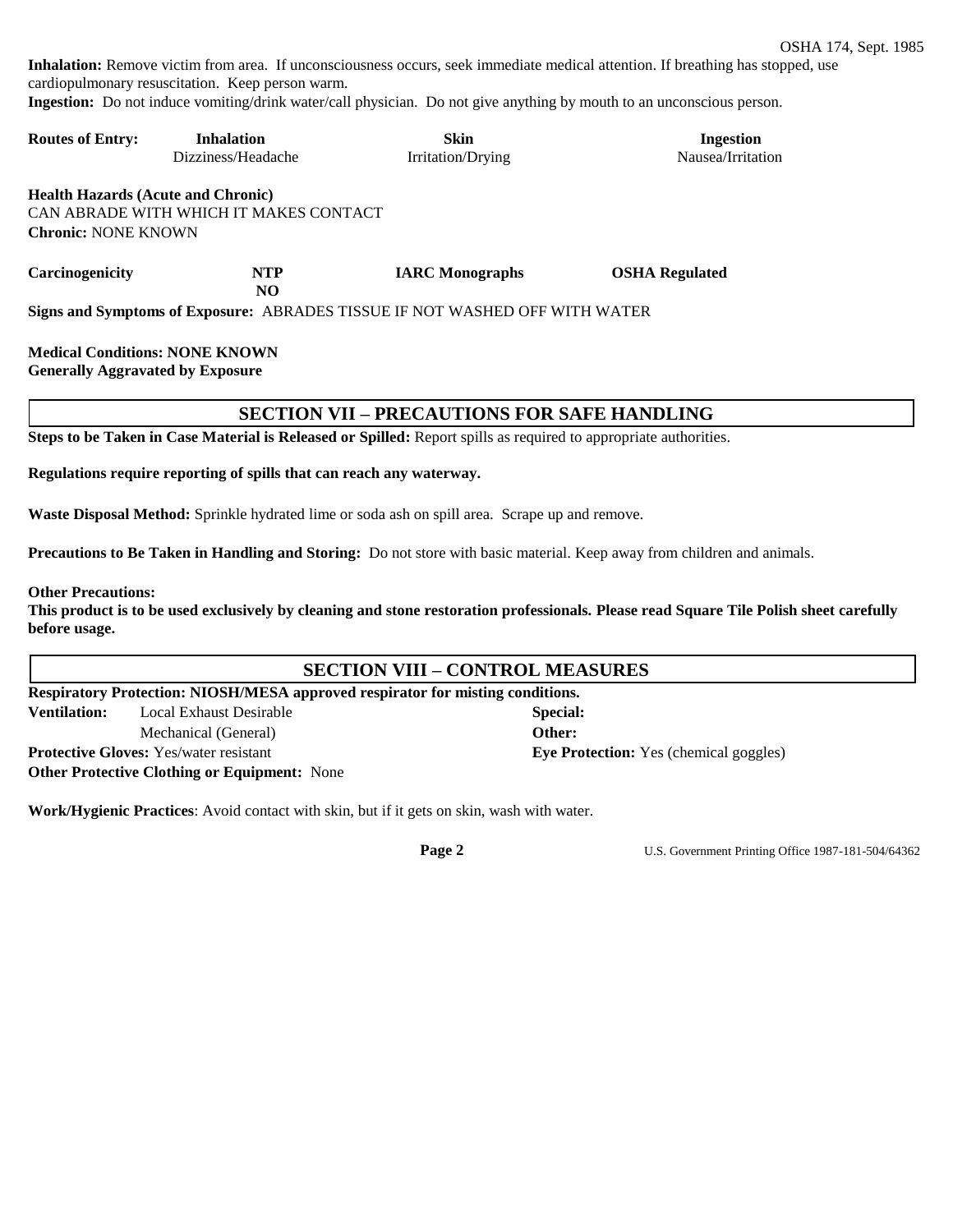**Inhalation:** Remove victim from area. If unconsciousness occurs, seek immediate medical attention. If breathing has stopped, use cardiopulmonary resuscitation. Keep person warm.

**Ingestion:** Do not induce vomiting/drink water/call physician. Do not give anything by mouth to an unconscious person.

| **Routes of Entry:** | **Inhalation** | **Skin** | **Ingestion** |
|---|---|---|---|
| | Dizziness/Headache | Irritation/Drying | Nausea/Irritation |

**Health Hazards (Acute and Chronic)**
CAN ABRADE WITH WHICH IT MAKES CONTACT
**Chronic:** NONE KNOWN

| **Carcinogenicity** | **NTP** | **IARC Monographs** | **OSHA Regulated** |
|---|---|---|---|
| | **NO** | | |

**Signs and Symptoms of Exposure:** ABRADES TISSUE IF NOT WASHED OFF WITH WATER

**Medical Conditions: NONE KNOWN**
**Generally Aggravated by Exposure**

## SECTION VII – PRECAUTIONS FOR SAFE HANDLING

**Steps to be Taken in Case Material is Released or Spilled:** Report spills as required to appropriate authorities.

**Regulations require reporting of spills that can reach any waterway.**

**Waste Disposal Method:** Sprinkle hydrated lime or soda ash on spill area. Scrape up and remove.

**Precautions to Be Taken in Handling and Storing:** Do not store with basic material. Keep away from children and animals.

**Other Precautions:**
**This product is to be used exclusively by cleaning and stone restoration professionals. Please read Square Tile Polish sheet carefully before usage.**

## SECTION VIII – CONTROL MEASURES

**Respiratory Protection: NIOSH/MESA approved respirator for misting conditions.**

**Ventilation:** Local Exhaust Desirable
Mechanical (General)

**Special:**

**Other:**

**Protective Gloves:** Yes/water resistant

**Eye Protection:** Yes (chemical goggles)

**Other Protective Clothing or Equipment:** None

**Work/Hygienic Practices**: Avoid contact with skin, but if it gets on skin, wash with water.

U.S. Government Printing Office 1987-181-504/64362